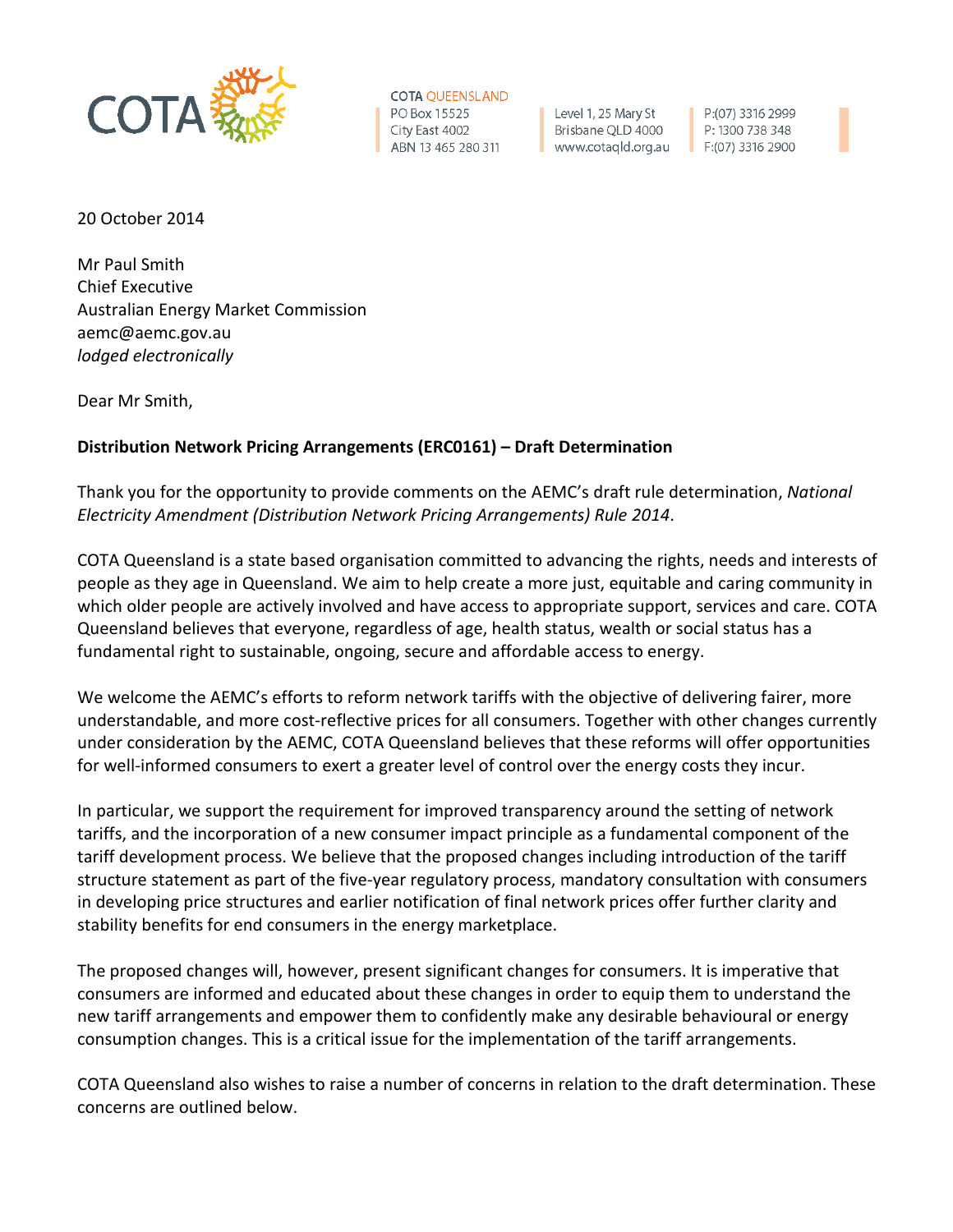COTA QUEENSLAND
PO Box 15525
City East 4002
ABN 13 465 280 311

Level 1, 25 Mary St
Brisbane QLD 4000
www.cotaqld.org.au

P:(07) 3316 2999
P: 1300 738 348
F:(07) 3316 2900

20 October 2014

Mr Paul Smith
Chief Executive
Australian Energy Market Commission
aemc@aemc.gov.au
*lodged electronically*

Dear Mr Smith,

**Distribution Network Pricing Arrangements (ERC0161) – Draft Determination**

Thank you for the opportunity to provide comments on the AEMC's draft rule determination, *National Electricity Amendment (Distribution Network Pricing Arrangements) Rule 2014*.

COTA Queensland is a state based organisation committed to advancing the rights, needs and interests of people as they age in Queensland. We aim to help create a more just, equitable and caring community in which older people are actively involved and have access to appropriate support, services and care. COTA Queensland believes that everyone, regardless of age, health status, wealth or social status has a fundamental right to sustainable, ongoing, secure and affordable access to energy.

We welcome the AEMC's efforts to reform network tariffs with the objective of delivering fairer, more understandable, and more cost-reflective prices for all consumers. Together with other changes currently under consideration by the AEMC, COTA Queensland believes that these reforms will offer opportunities for well-informed consumers to exert a greater level of control over the energy costs they incur.

In particular, we support the requirement for improved transparency around the setting of network tariffs, and the incorporation of a new consumer impact principle as a fundamental component of the tariff development process. We believe that the proposed changes including introduction of the tariff structure statement as part of the five-year regulatory process, mandatory consultation with consumers in developing price structures and earlier notification of final network prices offer further clarity and stability benefits for end consumers in the energy marketplace.

The proposed changes will, however, present significant changes for consumers. It is imperative that consumers are informed and educated about these changes in order to equip them to understand the new tariff arrangements and empower them to confidently make any desirable behavioural or energy consumption changes. This is a critical issue for the implementation of the tariff arrangements.

COTA Queensland also wishes to raise a number of concerns in relation to the draft determination. These concerns are outlined below.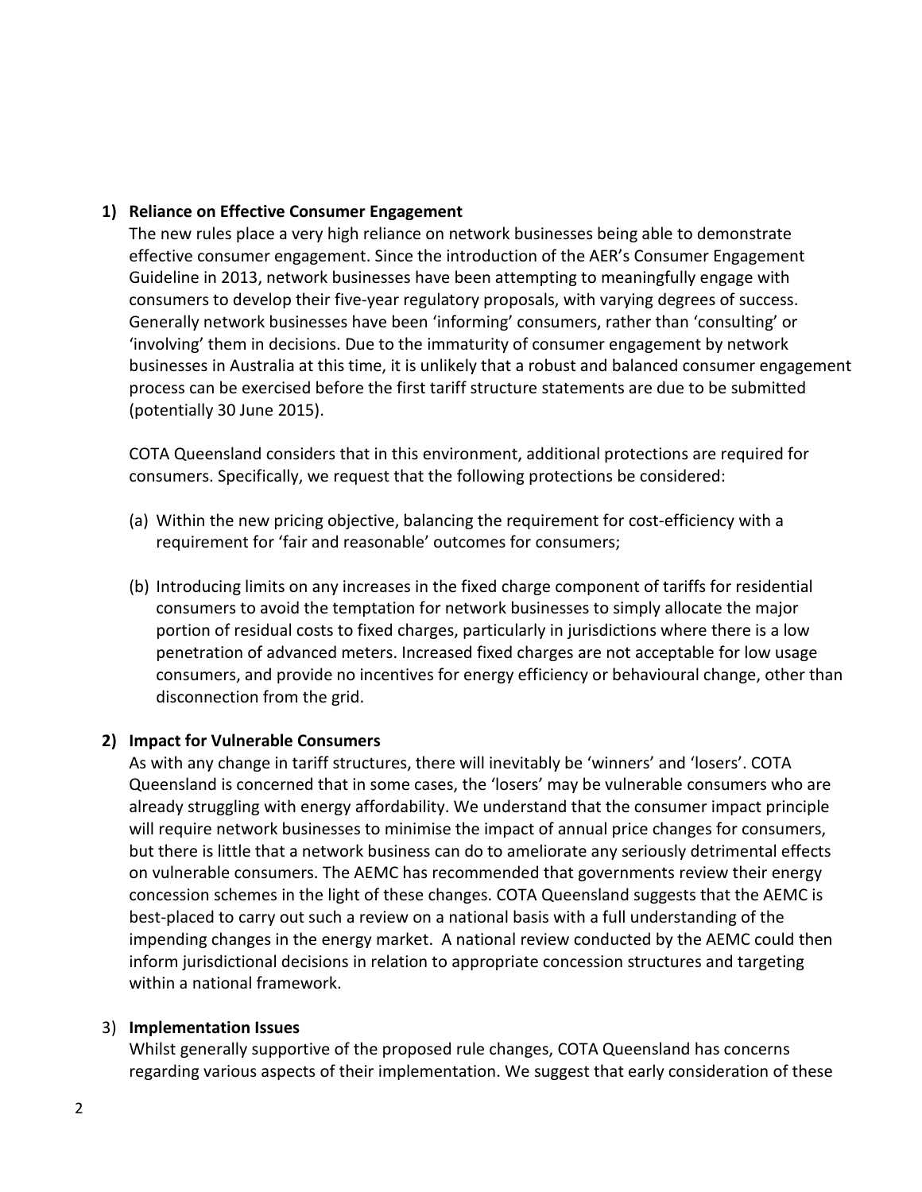**1) Reliance on Effective Consumer Engagement**

The new rules place a very high reliance on network businesses being able to demonstrate effective consumer engagement. Since the introduction of the AER's Consumer Engagement Guideline in 2013, network businesses have been attempting to meaningfully engage with consumers to develop their five-year regulatory proposals, with varying degrees of success. Generally network businesses have been 'informing' consumers, rather than 'consulting' or 'involving' them in decisions. Due to the immaturity of consumer engagement by network businesses in Australia at this time, it is unlikely that a robust and balanced consumer engagement process can be exercised before the first tariff structure statements are due to be submitted (potentially 30 June 2015).

COTA Queensland considers that in this environment, additional protections are required for consumers. Specifically, we request that the following protections be considered:

(a) Within the new pricing objective, balancing the requirement for cost-efficiency with a requirement for 'fair and reasonable' outcomes for consumers;

(b) Introducing limits on any increases in the fixed charge component of tariffs for residential consumers to avoid the temptation for network businesses to simply allocate the major portion of residual costs to fixed charges, particularly in jurisdictions where there is a low penetration of advanced meters. Increased fixed charges are not acceptable for low usage consumers, and provide no incentives for energy efficiency or behavioural change, other than disconnection from the grid.

**2) Impact for Vulnerable Consumers**

As with any change in tariff structures, there will inevitably be 'winners' and 'losers'. COTA Queensland is concerned that in some cases, the 'losers' may be vulnerable consumers who are already struggling with energy affordability. We understand that the consumer impact principle will require network businesses to minimise the impact of annual price changes for consumers, but there is little that a network business can do to ameliorate any seriously detrimental effects on vulnerable consumers. The AEMC has recommended that governments review their energy concession schemes in the light of these changes. COTA Queensland suggests that the AEMC is best-placed to carry out such a review on a national basis with a full understanding of the impending changes in the energy market. A national review conducted by the AEMC could then inform jurisdictional decisions in relation to appropriate concession structures and targeting within a national framework.

3) **Implementation Issues**

Whilst generally supportive of the proposed rule changes, COTA Queensland has concerns regarding various aspects of their implementation. We suggest that early consideration of these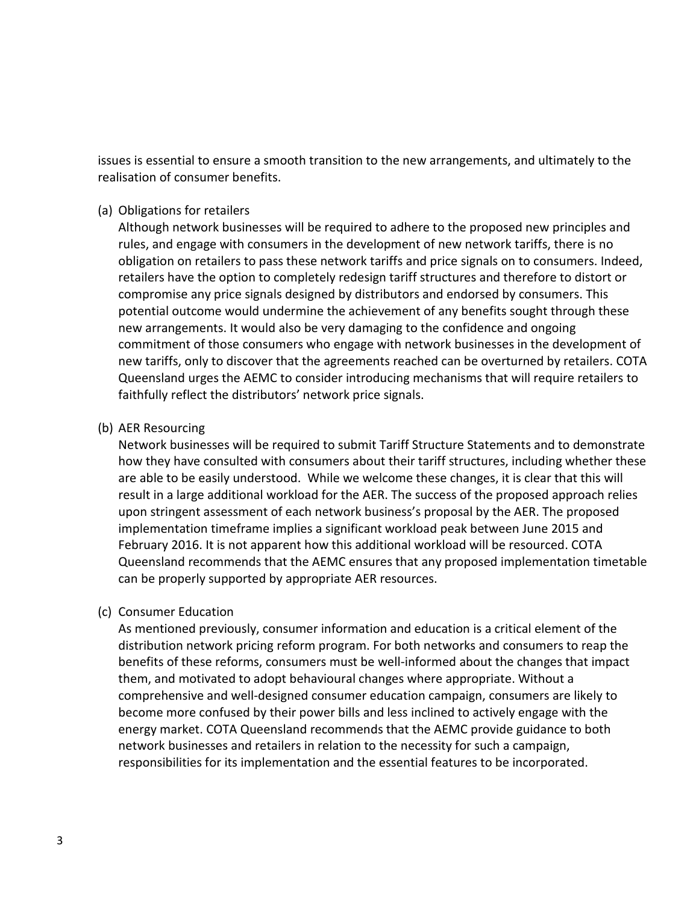issues is essential to ensure a smooth transition to the new arrangements, and ultimately to the realisation of consumer benefits.

(a) Obligations for retailers

Although network businesses will be required to adhere to the proposed new principles and rules, and engage with consumers in the development of new network tariffs, there is no obligation on retailers to pass these network tariffs and price signals on to consumers. Indeed, retailers have the option to completely redesign tariff structures and therefore to distort or compromise any price signals designed by distributors and endorsed by consumers. This potential outcome would undermine the achievement of any benefits sought through these new arrangements. It would also be very damaging to the confidence and ongoing commitment of those consumers who engage with network businesses in the development of new tariffs, only to discover that the agreements reached can be overturned by retailers. COTA Queensland urges the AEMC to consider introducing mechanisms that will require retailers to faithfully reflect the distributors' network price signals.

(b) AER Resourcing

Network businesses will be required to submit Tariff Structure Statements and to demonstrate how they have consulted with consumers about their tariff structures, including whether these are able to be easily understood. While we welcome these changes, it is clear that this will result in a large additional workload for the AER. The success of the proposed approach relies upon stringent assessment of each network business's proposal by the AER. The proposed implementation timeframe implies a significant workload peak between June 2015 and February 2016. It is not apparent how this additional workload will be resourced. COTA Queensland recommends that the AEMC ensures that any proposed implementation timetable can be properly supported by appropriate AER resources.

(c) Consumer Education

As mentioned previously, consumer information and education is a critical element of the distribution network pricing reform program. For both networks and consumers to reap the benefits of these reforms, consumers must be well-informed about the changes that impact them, and motivated to adopt behavioural changes where appropriate. Without a comprehensive and well-designed consumer education campaign, consumers are likely to become more confused by their power bills and less inclined to actively engage with the energy market. COTA Queensland recommends that the AEMC provide guidance to both network businesses and retailers in relation to the necessity for such a campaign, responsibilities for its implementation and the essential features to be incorporated.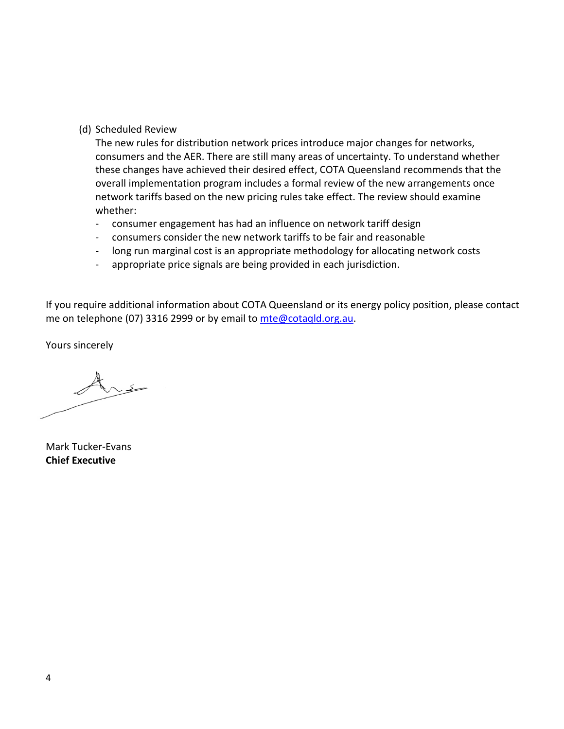(d) Scheduled Review

The new rules for distribution network prices introduce major changes for networks, consumers and the AER. There are still many areas of uncertainty. To understand whether these changes have achieved their desired effect, COTA Queensland recommends that the overall implementation program includes a formal review of the new arrangements once network tariffs based on the new pricing rules take effect. The review should examine whether:

- consumer engagement has had an influence on network tariff design
- consumers consider the new network tariffs to be fair and reasonable
- long run marginal cost is an appropriate methodology for allocating network costs
- appropriate price signals are being provided in each jurisdiction.

If you require additional information about COTA Queensland or its energy policy position, please contact me on telephone (07) 3316 2999 or by email to mte@cotaqld.org.au.

Yours sincerely

Mark Tucker-Evans
**Chief Executive**